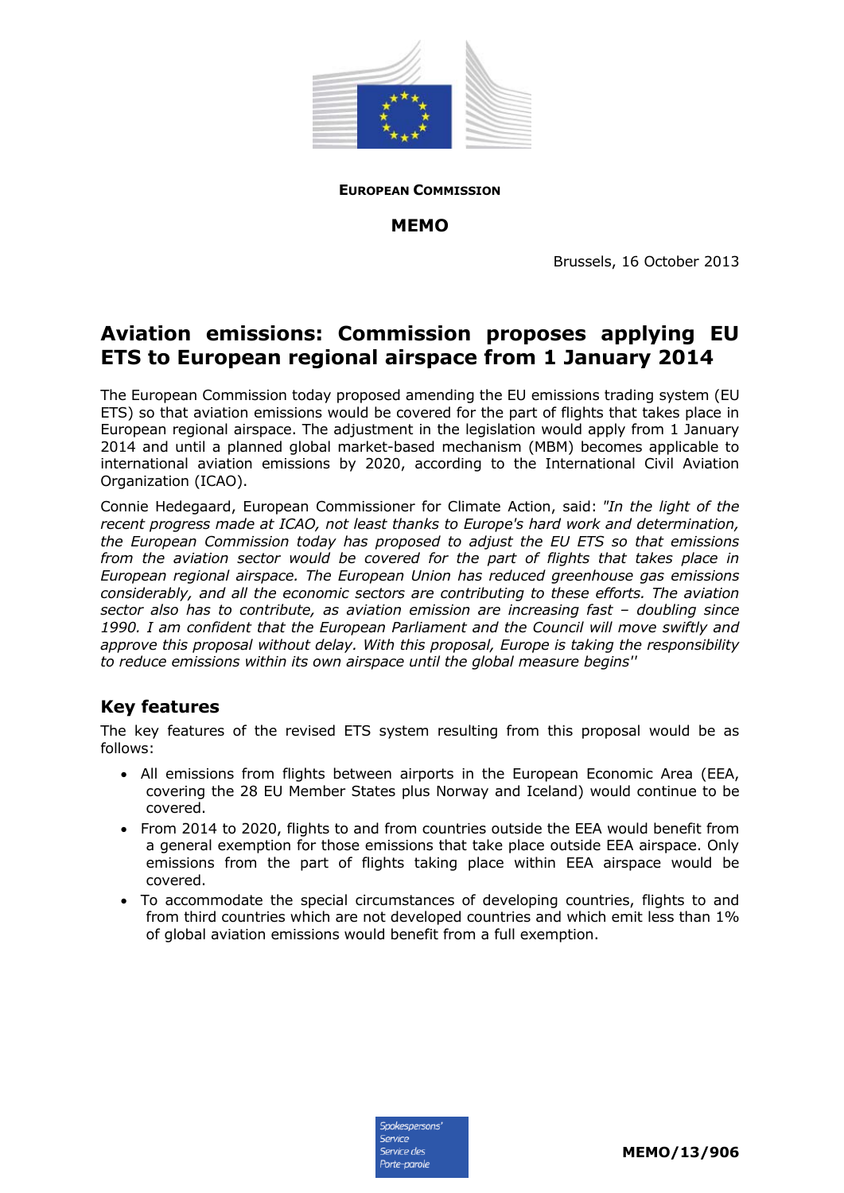**EUROPEAN COMMISSION**

**MEMO**

Brussels, 16 October 2013

# Aviation emissions: Commission proposes applying EU ETS to European regional airspace from 1 January 2014

The European Commission today proposed amending the EU emissions trading system (EU ETS) so that aviation emissions would be covered for the part of flights that takes place in European regional airspace. The adjustment in the legislation would apply from 1 January 2014 and until a planned global market-based mechanism (MBM) becomes applicable to international aviation emissions by 2020, according to the International Civil Aviation Organization (ICAO).

Connie Hedegaard, European Commissioner for Climate Action, said: *"In the light of the recent progress made at ICAO, not least thanks to Europe's hard work and determination, the European Commission today has proposed to adjust the EU ETS so that emissions from the aviation sector would be covered for the part of flights that takes place in European regional airspace. The European Union has reduced greenhouse gas emissions considerably, and all the economic sectors are contributing to these efforts. The aviation sector also has to contribute, as aviation emission are increasing fast – doubling since 1990. I am confident that the European Parliament and the Council will move swiftly and approve this proposal without delay. With this proposal, Europe is taking the responsibility to reduce emissions within its own airspace until the global measure begins''*

## Key features

The key features of the revised ETS system resulting from this proposal would be as follows:

- All emissions from flights between airports in the European Economic Area (EEA, covering the 28 EU Member States plus Norway and Iceland) would continue to be covered.
- From 2014 to 2020, flights to and from countries outside the EEA would benefit from a general exemption for those emissions that take place outside EEA airspace. Only emissions from the part of flights taking place within EEA airspace would be covered.
- To accommodate the special circumstances of developing countries, flights to and from third countries which are not developed countries and which emit less than 1% of global aviation emissions would benefit from a full exemption.

MEMO/13/906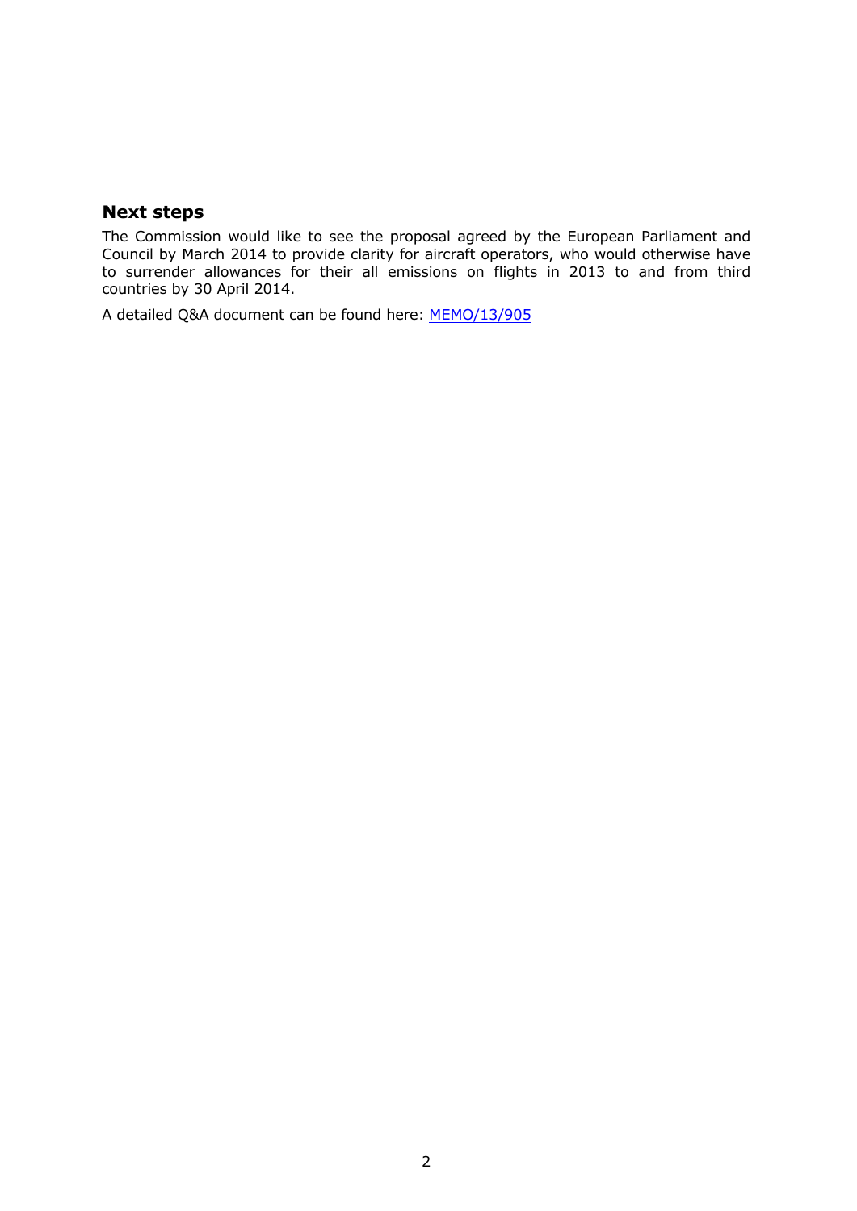## Next steps

The Commission would like to see the proposal agreed by the European Parliament and Council by March 2014 to provide clarity for aircraft operators, who would otherwise have to surrender allowances for their all emissions on flights in 2013 to and from third countries by 30 April 2014.

A detailed Q&A document can be found here: MEMO/13/905